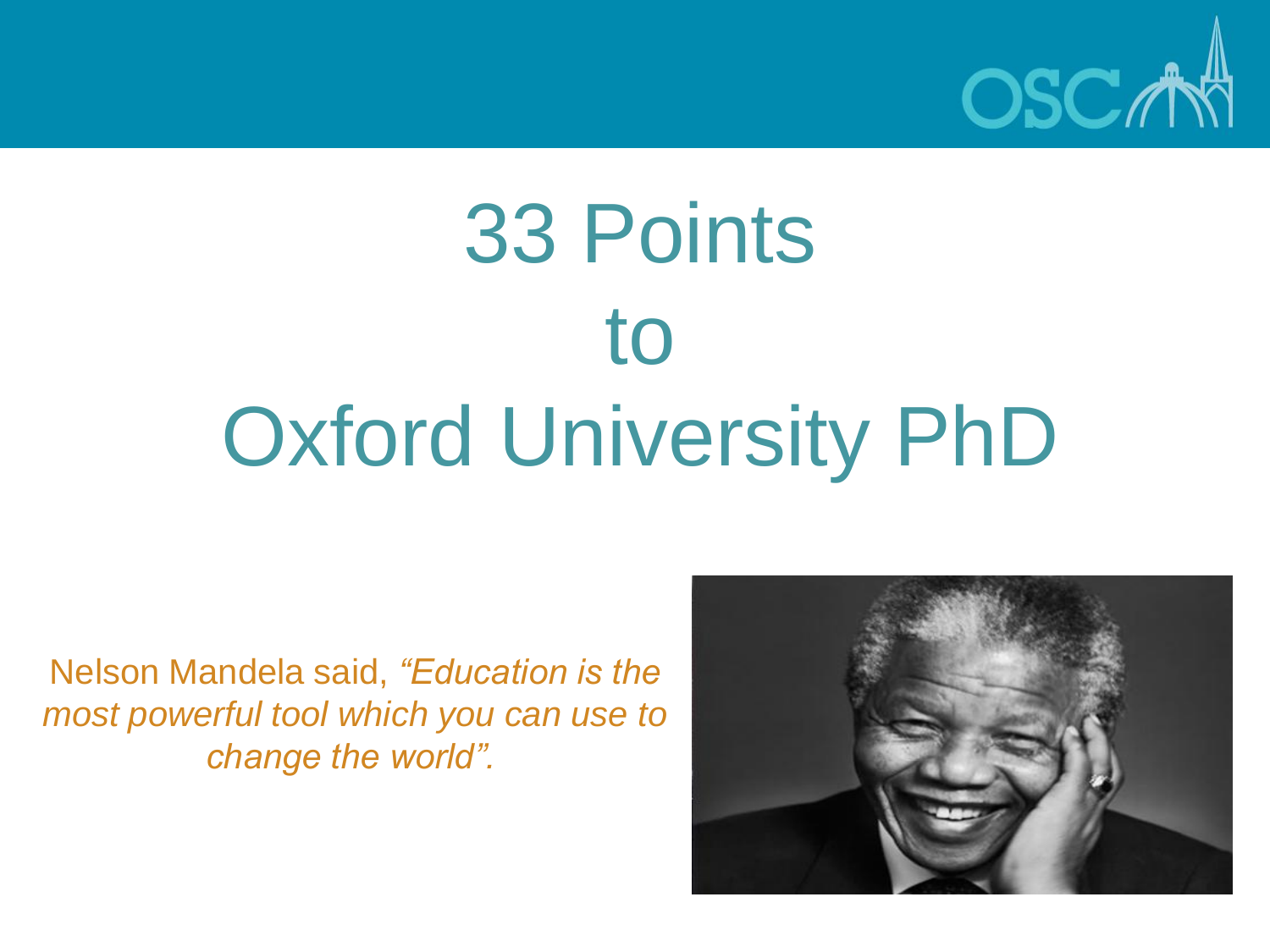# 33 Points to Oxford University PhD

Nelson Mandela said, *"Education is the most powerful tool which you can use to change the world".*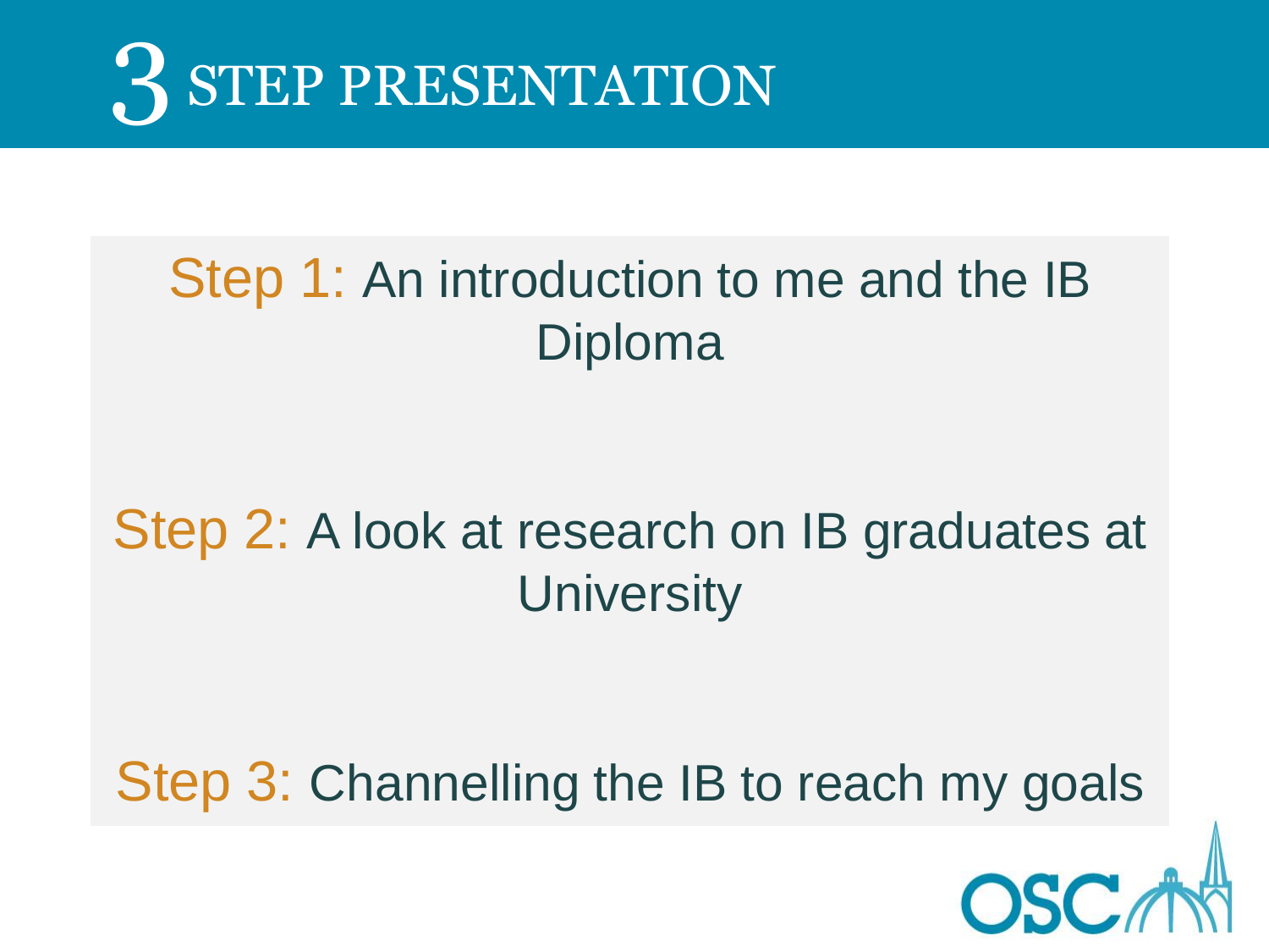# 3 STEP PRESENTATION

**Step 1:** An introduction to me and the IB Diploma

**Step 2:** A look at research on IB graduates at University

**Step 3:** Channelling the IB to reach my goals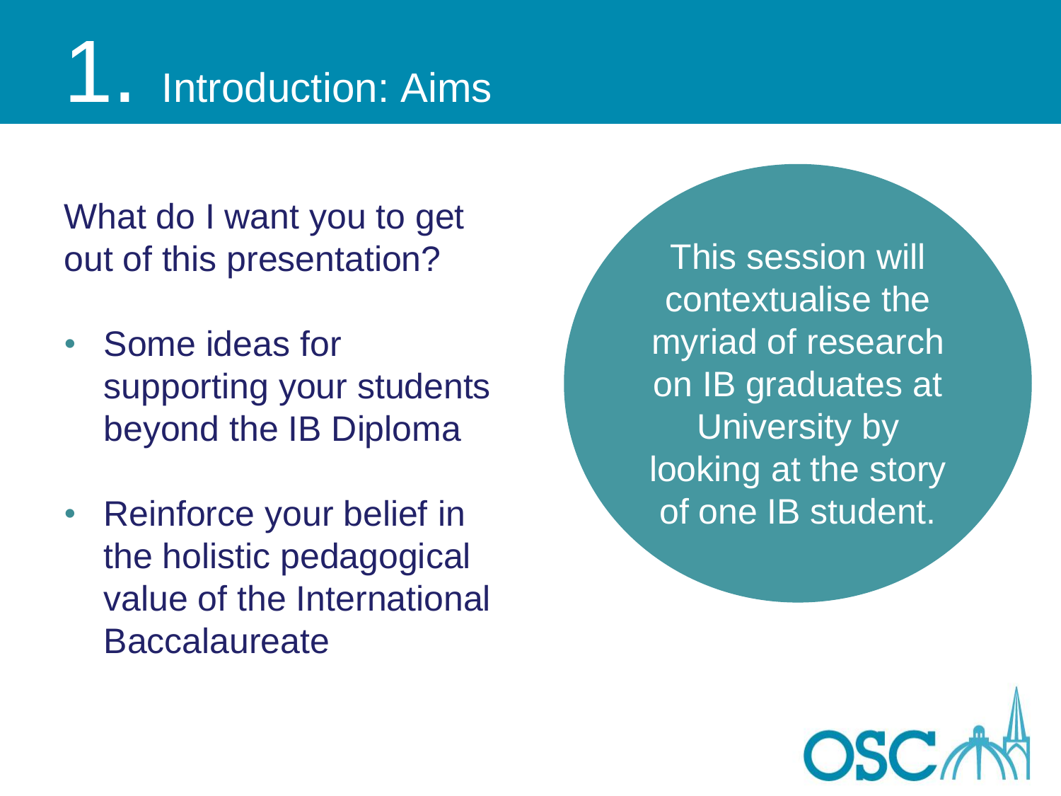# 1. Introduction: Aims

What do I want you to get out of this presentation?

- Some ideas for supporting your students beyond the IB Diploma
- Reinforce your belief in the holistic pedagogical value of the International Baccalaureate

This session will contextualise the myriad of research on IB graduates at University by looking at the story of one IB student.

OSC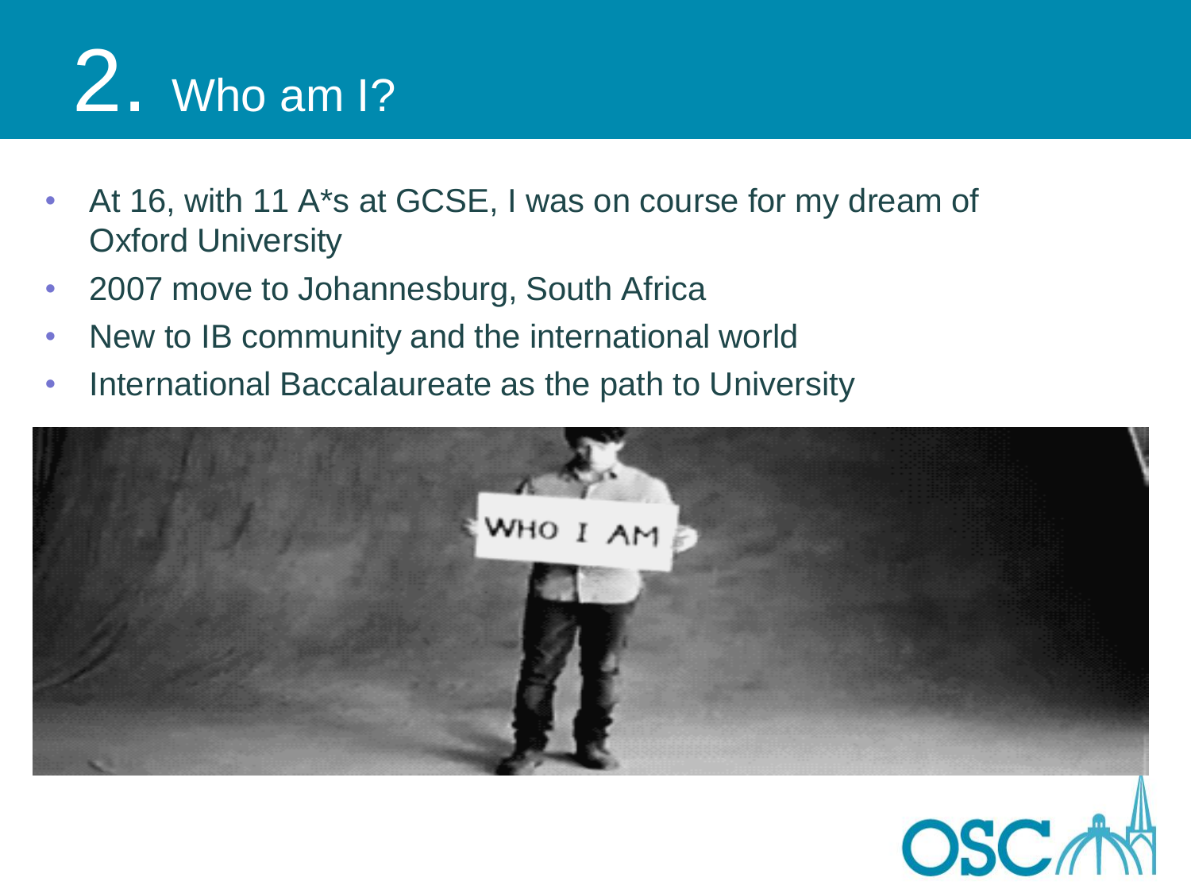# 2. Who am I?

- At 16, with 11 A*s at GCSE, I was on course for my dream of Oxford University
- 2007 move to Johannesburg, South Africa
- New to IB community and the international world
- International Baccalaureate as the path to University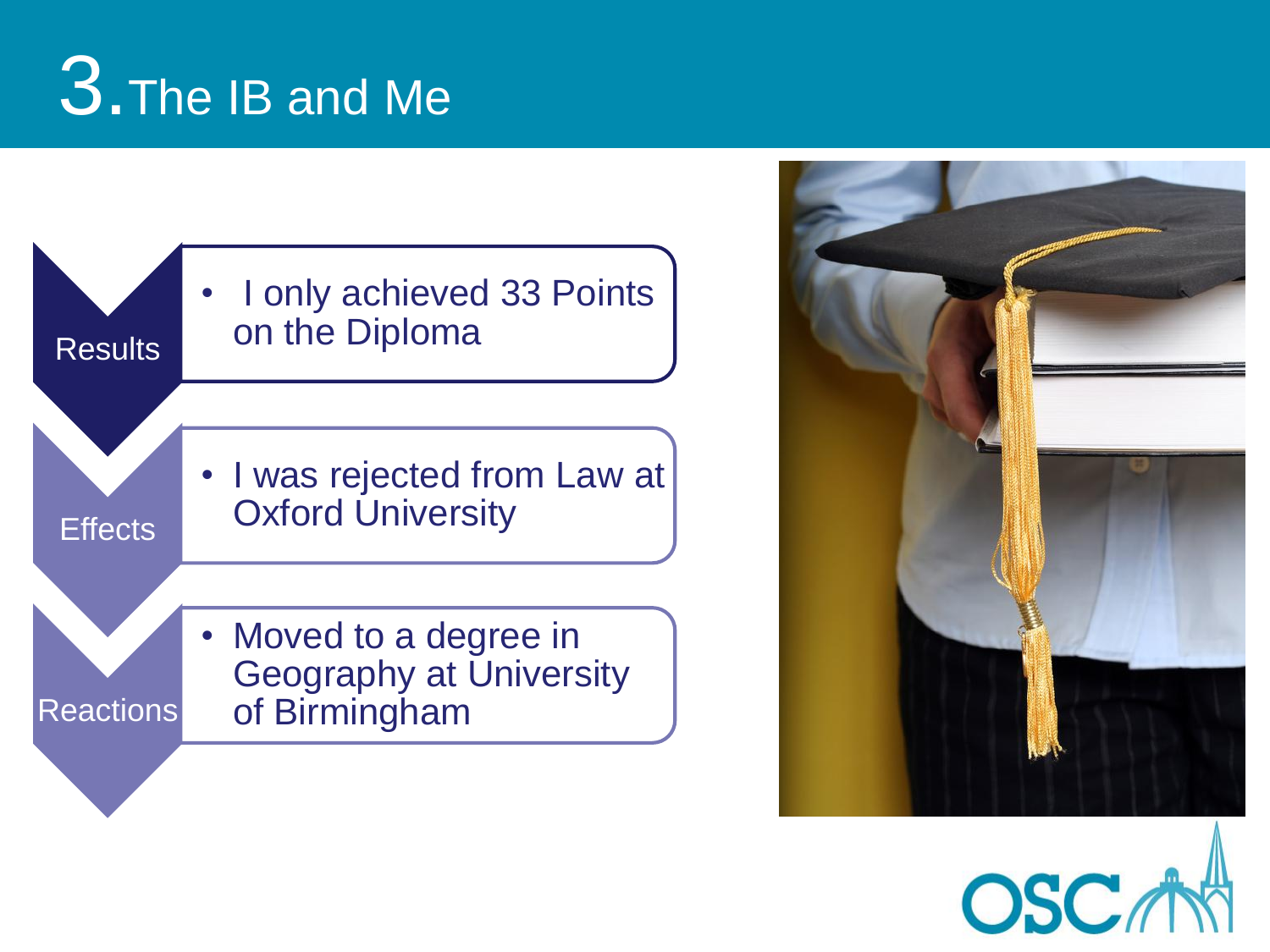# 3. The IB and Me

**Results**

- I only achieved 33 Points on the Diploma

**Effects**

- I was rejected from Law at Oxford University

**Reactions**

- Moved to a degree in Geography at University of Birmingham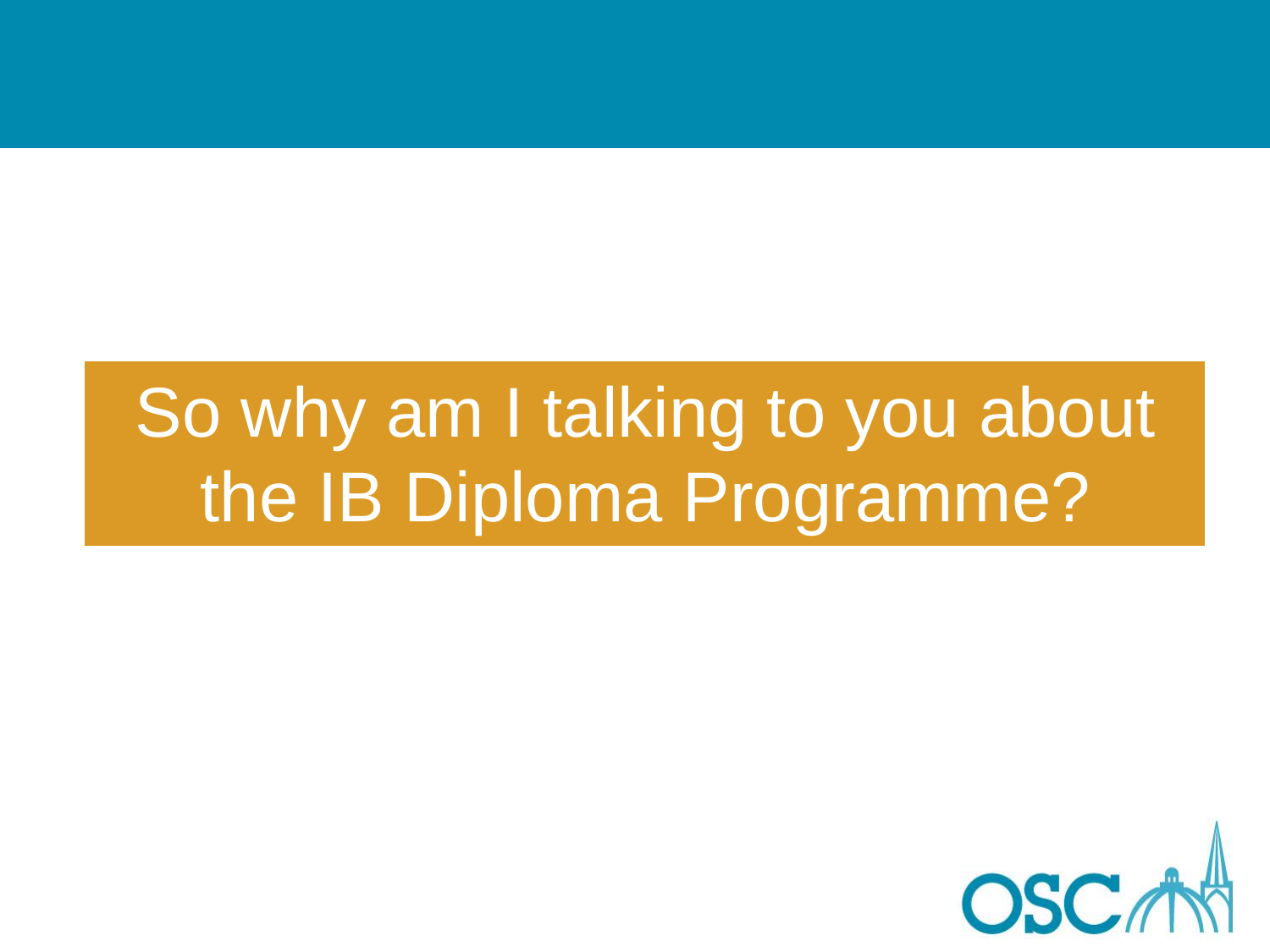# So why am I talking to you about the IB Diploma Programme?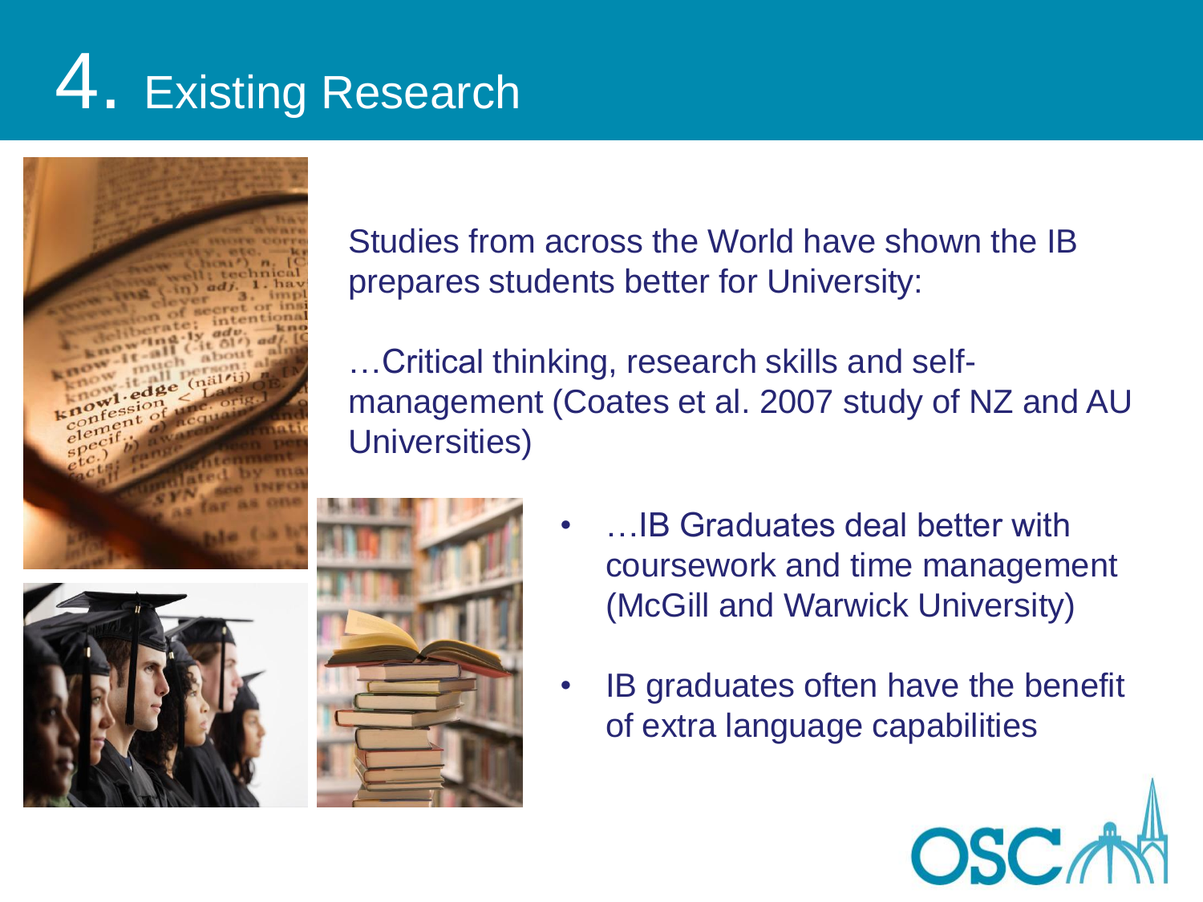# 4. Existing Research

Studies from across the World have shown the IB prepares students better for University:

…Critical thinking, research skills and self-management (Coates et al. 2007 study of NZ and AU Universities)

- …IB Graduates deal better with coursework and time management (McGill and Warwick University)
- IB graduates often have the benefit of extra language capabilities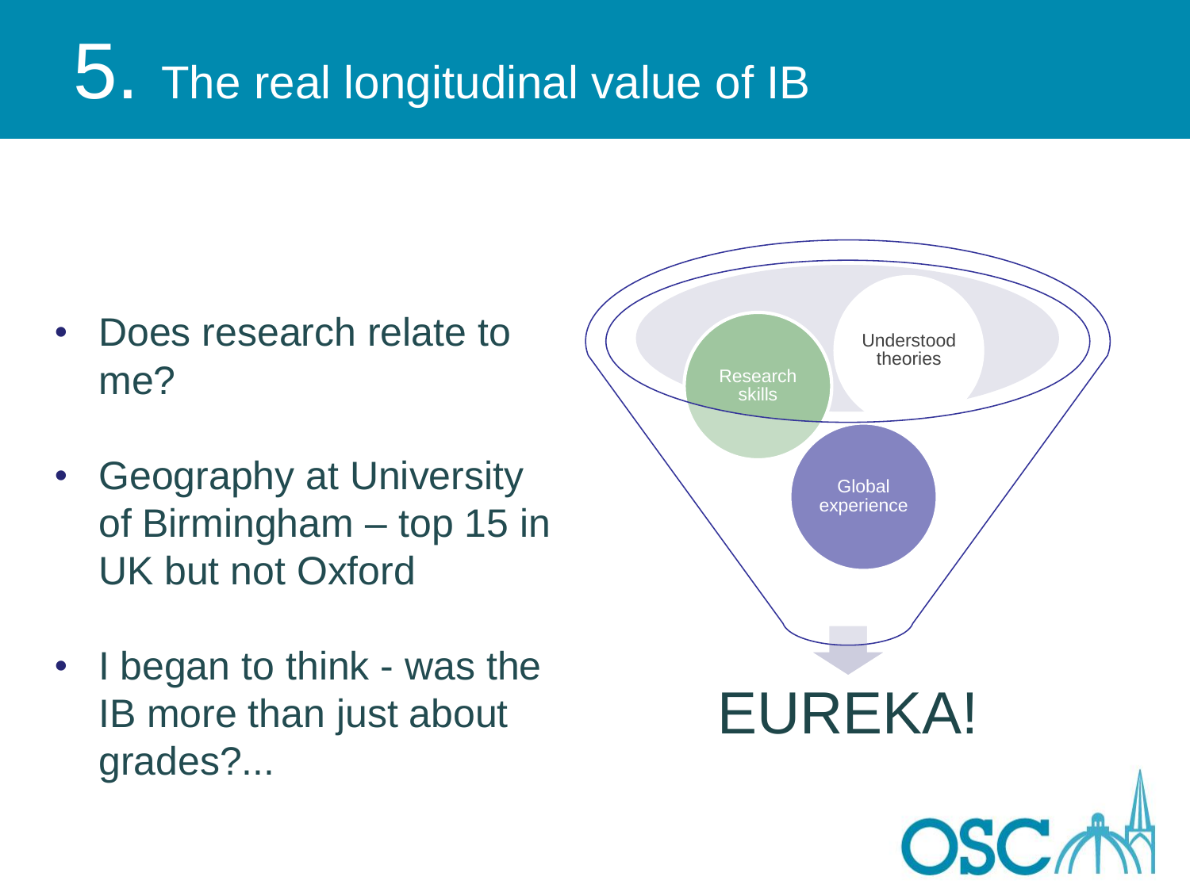# 5. The real longitudinal value of IB

- Does research relate to me?
- Geography at University of Birmingham – top 15 in UK but not Oxford
- I began to think - was the IB more than just about grades?...

Research skills

Understood theories

Global experience

EUREKA!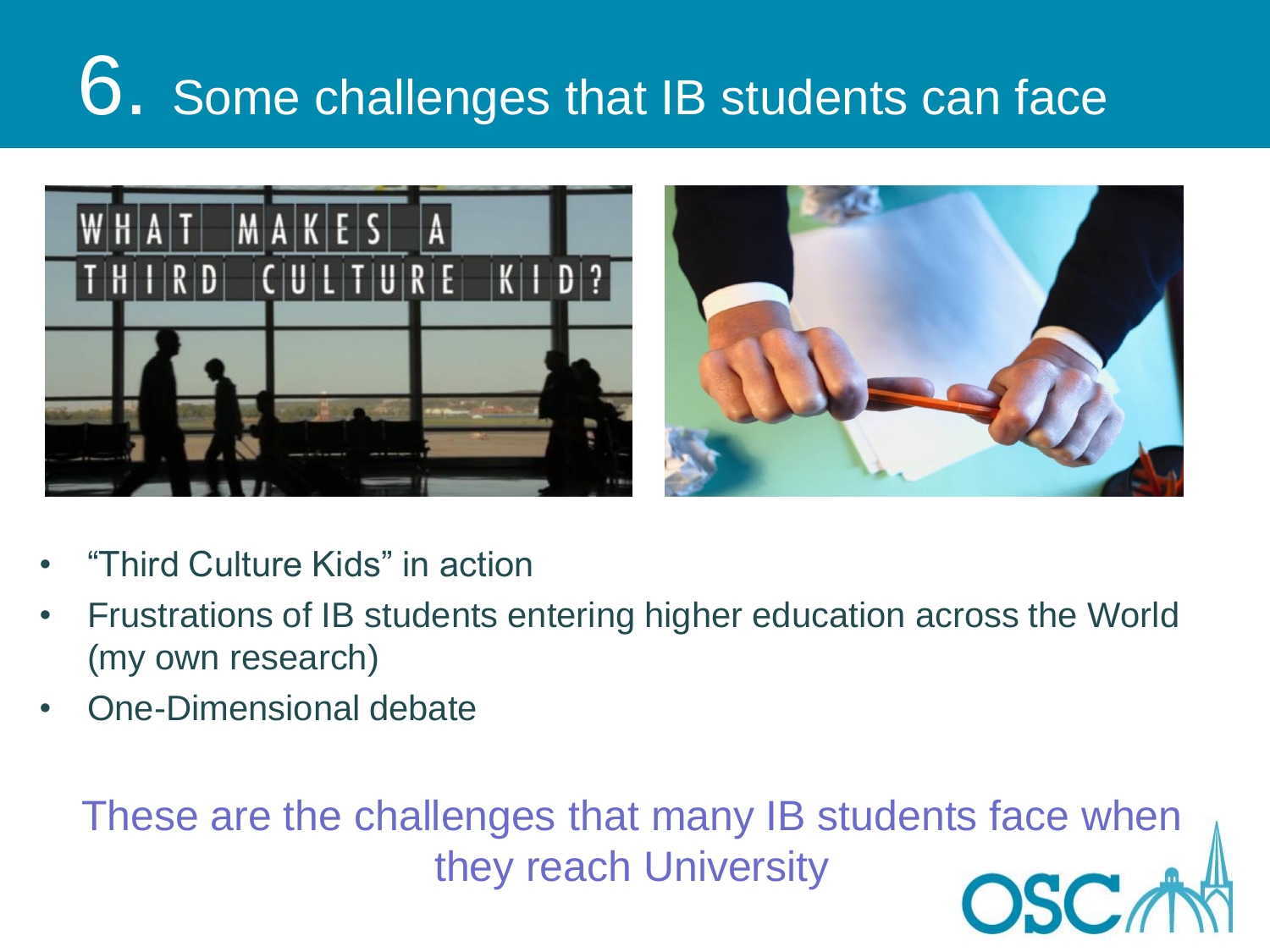# 6. Some challenges that IB students can face

- "Third Culture Kids" in action
- Frustrations of IB students entering higher education across the World (my own research)
- One-Dimensional debate

These are the challenges that many IB students face when they reach University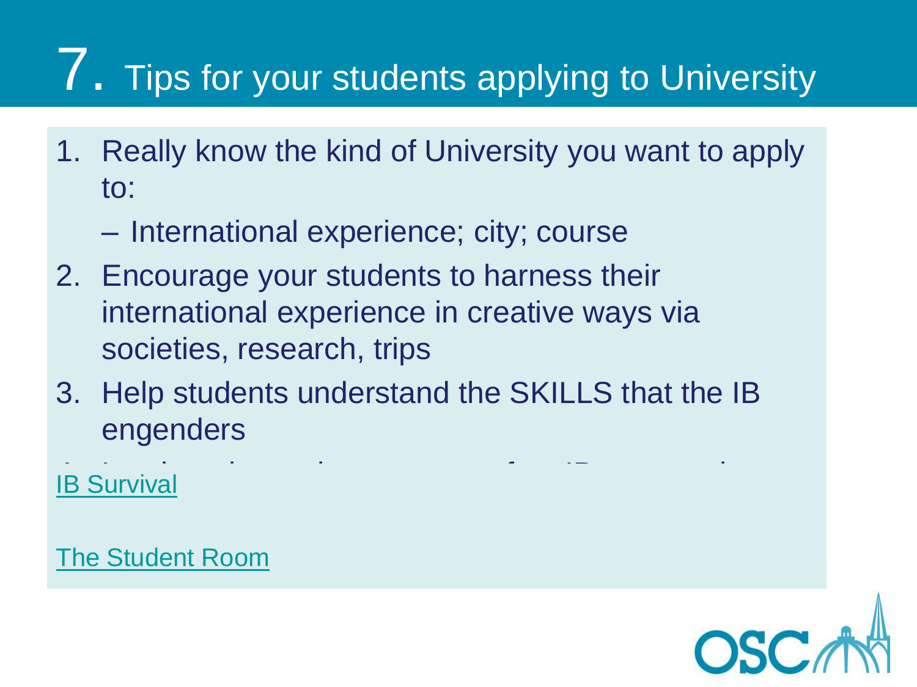# 7. Tips for your students applying to University

1. Really know the kind of University you want to apply to:
   – International experience; city; course
2. Encourage your students to harness their international experience in creative ways via societies, research, trips
3. Help students understand the SKILLS that the IB engenders

IB Survival

The Student Room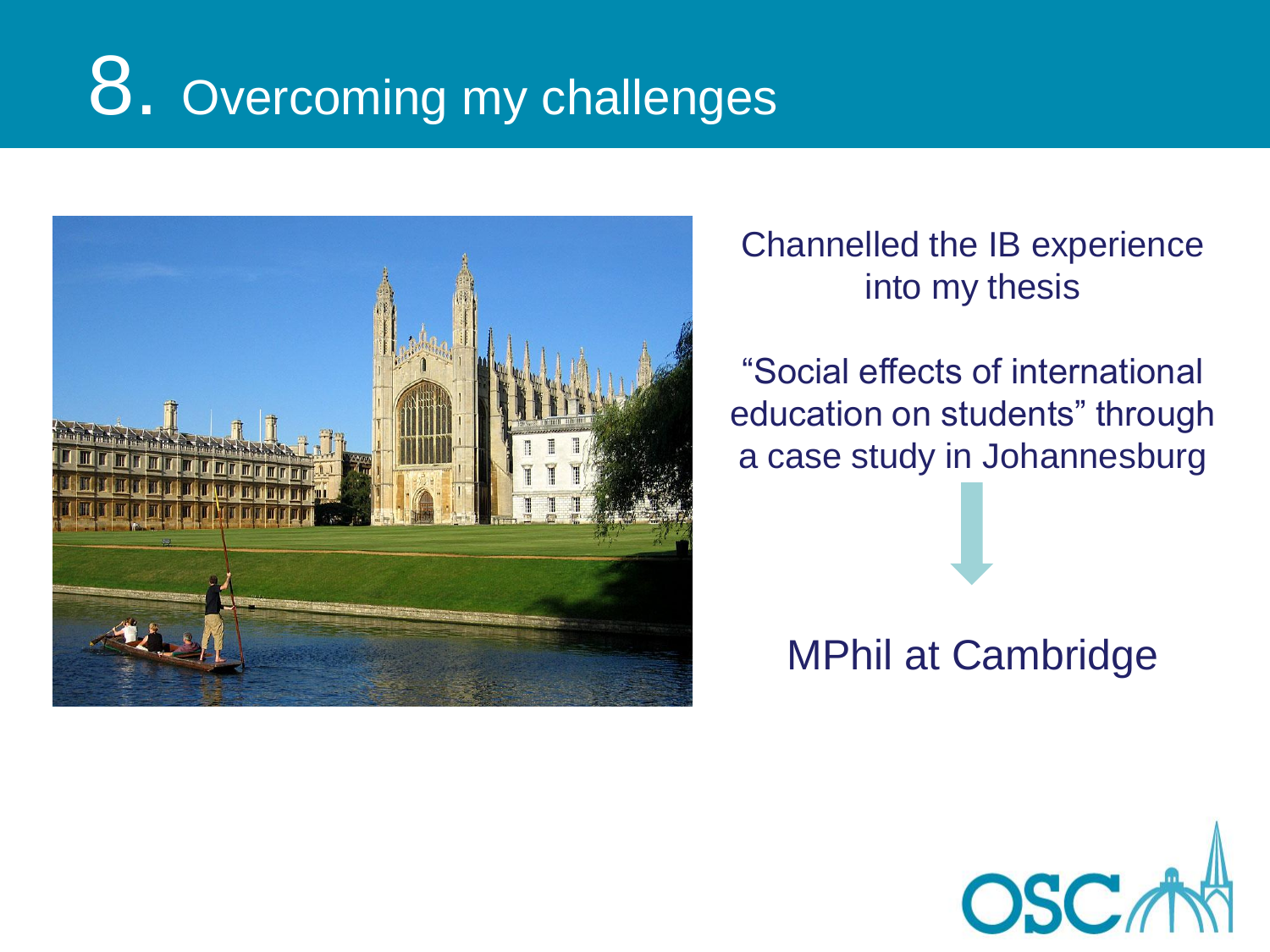# 8. Overcoming my challenges

Channelled the IB experience into my thesis

"Social effects of international education on students" through a case study in Johannesburg

↓

MPhil at Cambridge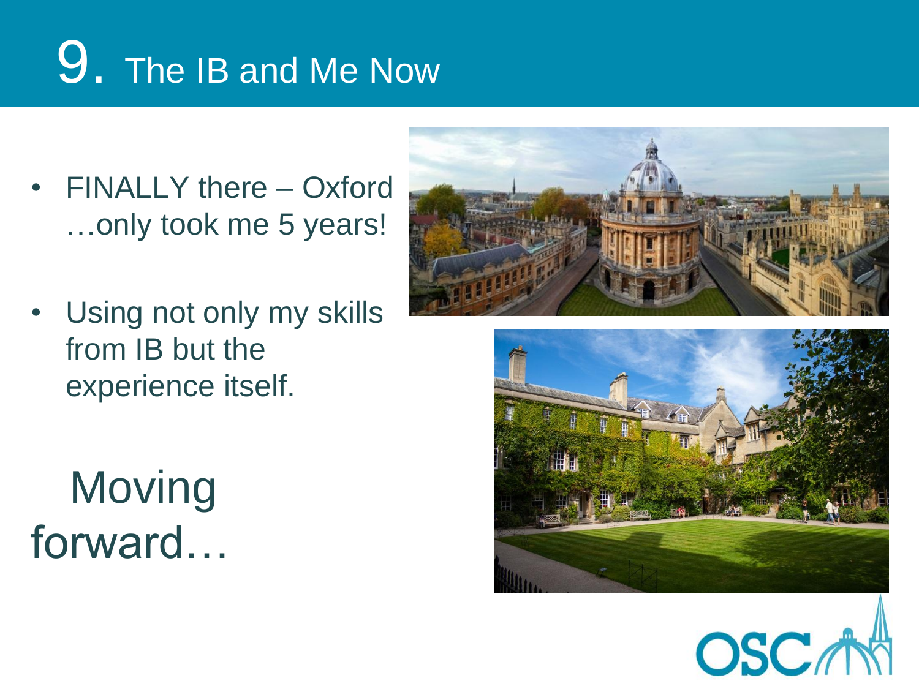# 9. The IB and Me Now

- FINALLY there – Oxford …only took me 5 years!
- Using not only my skills from IB but the experience itself.

Moving forward…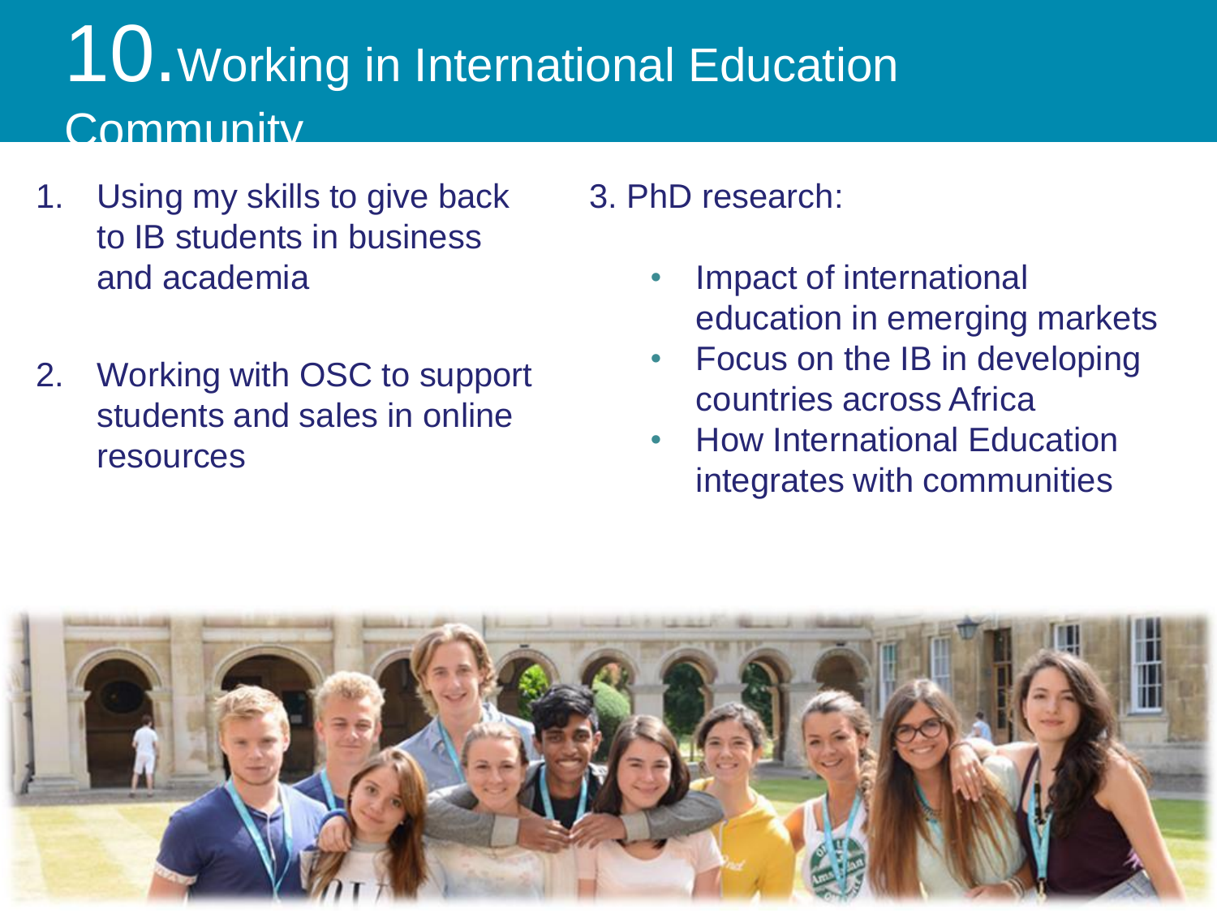# 10. Working in International Education Community

1. Using my skills to give back to IB students in business and academia

2. Working with OSC to support students and sales in online resources

3. PhD research:

   - Impact of international education in emerging markets
   - Focus on the IB in developing countries across Africa
   - How International Education integrates with communities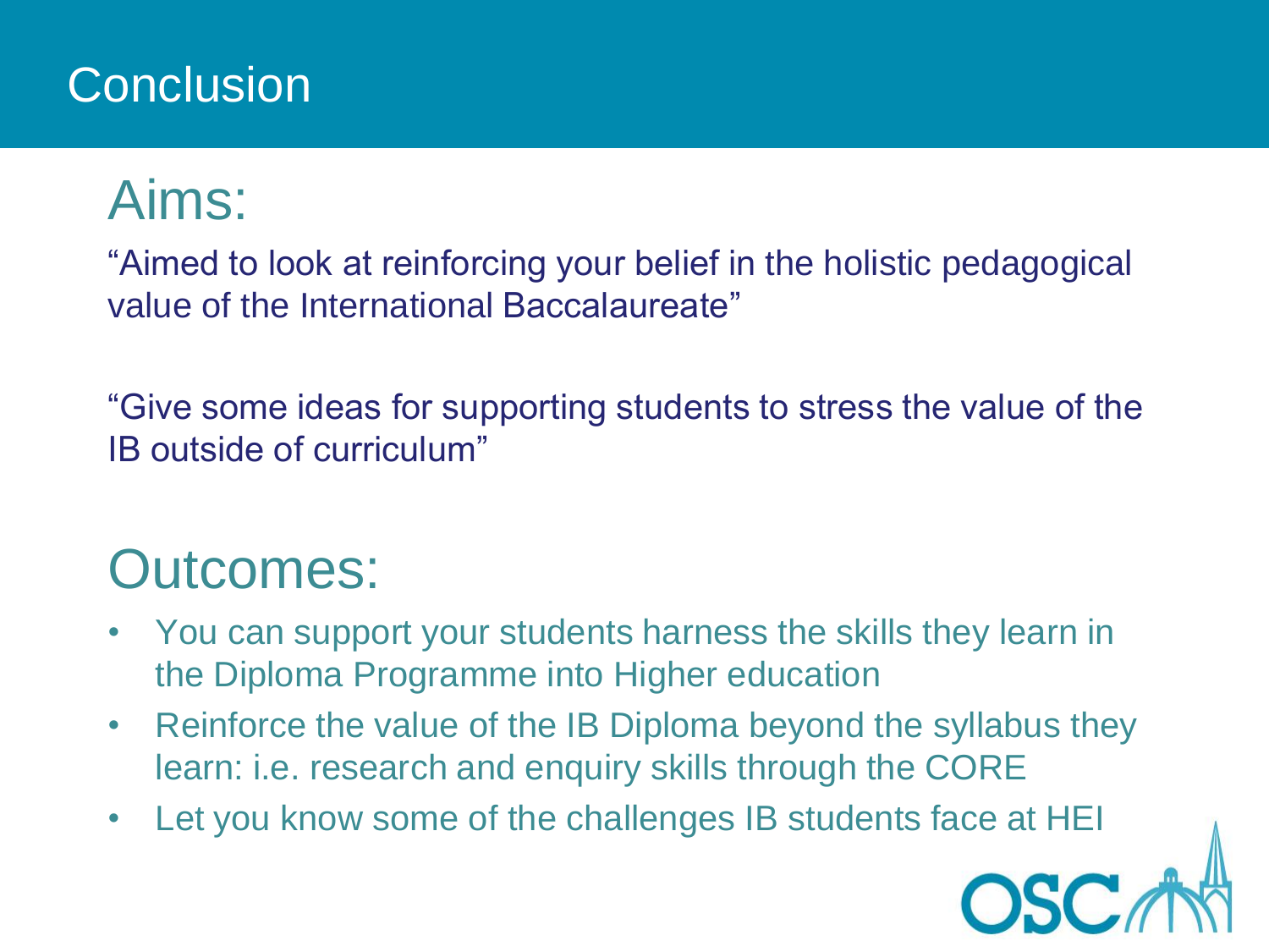# Conclusion

## Aims:

"Aimed to look at reinforcing your belief in the holistic pedagogical value of the International Baccalaureate"

"Give some ideas for supporting students to stress the value of the IB outside of curriculum"

## Outcomes:

- You can support your students harness the skills they learn in the Diploma Programme into Higher education
- Reinforce the value of the IB Diploma beyond the syllabus they learn: i.e. research and enquiry skills through the CORE
- Let you know some of the challenges IB students face at HEI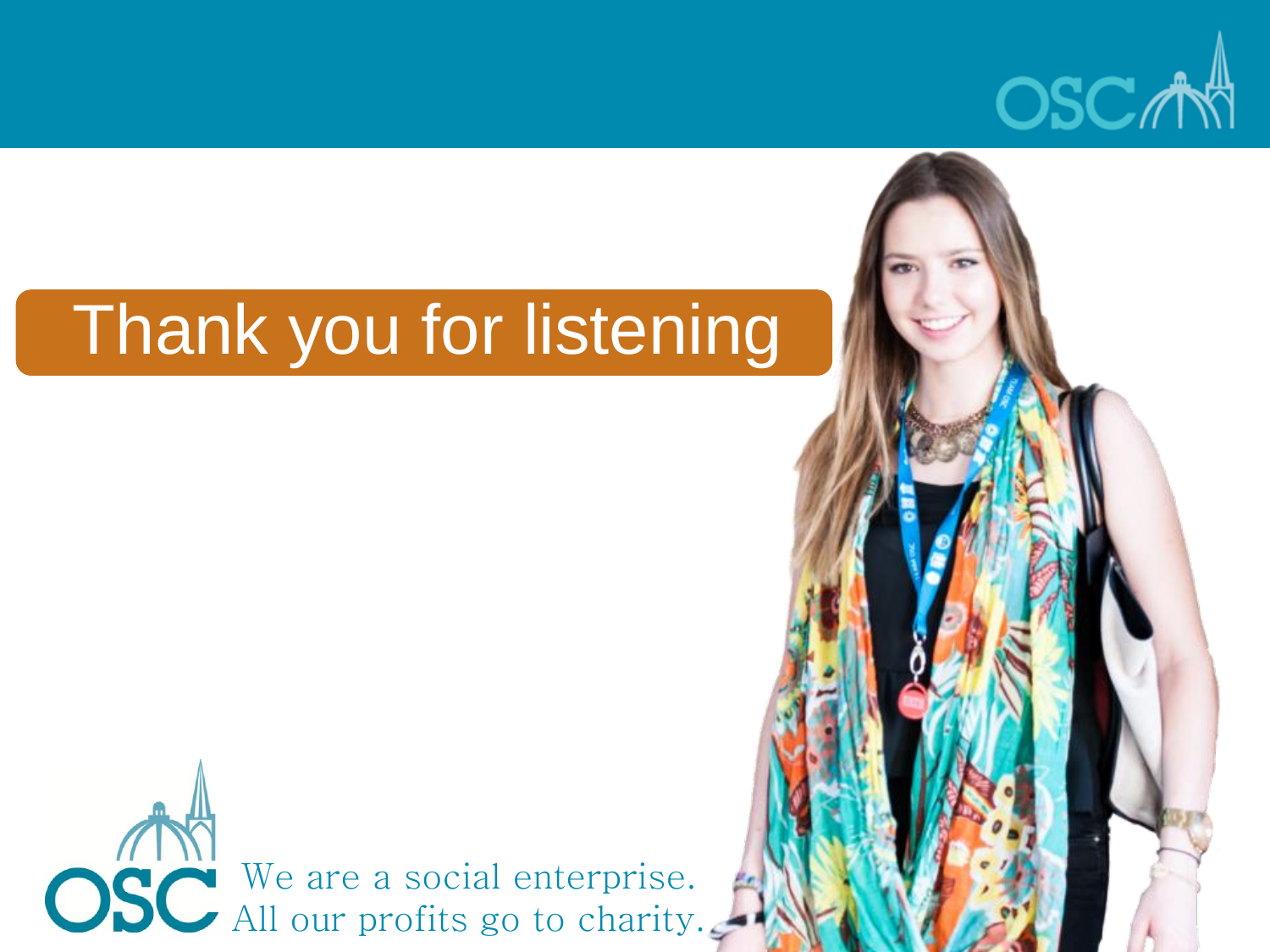# Thank you for listening

We are a social enterprise.
All our profits go to charity.